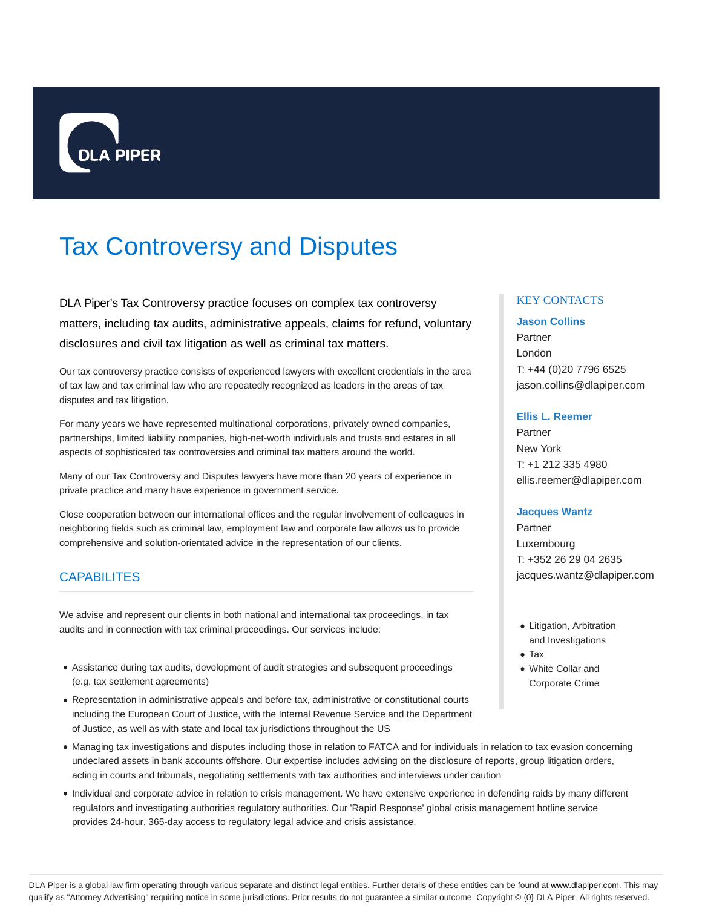DLA PIPER

# Tax Controversy and Disputes

DLA Piper's Tax Controversy practice focuses on complex tax controversy matters, including tax audits, administrative appeals, claims for refund, voluntary disclosures and civil tax litigation as well as criminal tax matters.

Our tax controversy practice consists of experienced lawyers with excellent credentials in the area of tax law and tax criminal law who are repeatedly recognized as leaders in the areas of tax disputes and tax litigation.

For many years we have represented multinational corporations, privately owned companies, partnerships, limited liability companies, high-net-worth individuals and trusts and estates in all aspects of sophisticated tax controversies and criminal tax matters around the world.

Many of our Tax Controversy and Disputes lawyers have more than 20 years of experience in private practice and many have experience in government service.

Close cooperation between our international offices and the regular involvement of colleagues in neighboring fields such as criminal law, employment law and corporate law allows us to provide comprehensive and solution-orientated advice in the representation of our clients.

## CAPABILITES

We advise and represent our clients in both national and international tax proceedings, in tax audits and in connection with tax criminal proceedings. Our services include:

- Assistance during tax audits, development of audit strategies and subsequent proceedings (e.g. tax settlement agreements)
- Representation in administrative appeals and before tax, administrative or constitutional courts including the European Court of Justice, with the Internal Revenue Service and the Department of Justice, as well as with state and local tax jurisdictions throughout the US
- Managing tax investigations and disputes including those in relation to FATCA and for individuals in relation to tax evasion concerning undeclared assets in bank accounts offshore. Our expertise includes advising on the disclosure of reports, group litigation orders, acting in courts and tribunals, negotiating settlements with tax authorities and interviews under caution
- Individual and corporate advice in relation to crisis management. We have extensive experience in defending raids by many different regulators and investigating authorities regulatory authorities. Our 'Rapid Response' global crisis management hotline service provides 24-hour, 365-day access to regulatory legal advice and crisis assistance.

### KEY CONTACTS

**Jason Collins**
Partner
London
T: +44 (0)20 7796 6525
jason.collins@dlapiper.com

**Ellis L. Reemer**
Partner
New York
T: +1 212 335 4980
ellis.reemer@dlapiper.com

**Jacques Wantz**
Partner
Luxembourg
T: +352 26 29 04 2635
jacques.wantz@dlapiper.com

- Litigation, Arbitration and Investigations
- Tax
- White Collar and Corporate Crime

DLA Piper is a global law firm operating through various separate and distinct legal entities. Further details of these entities can be found at www.dlapiper.com. This may qualify as "Attorney Advertising" requiring notice in some jurisdictions. Prior results do not guarantee a similar outcome. Copyright © {0} DLA Piper. All rights reserved.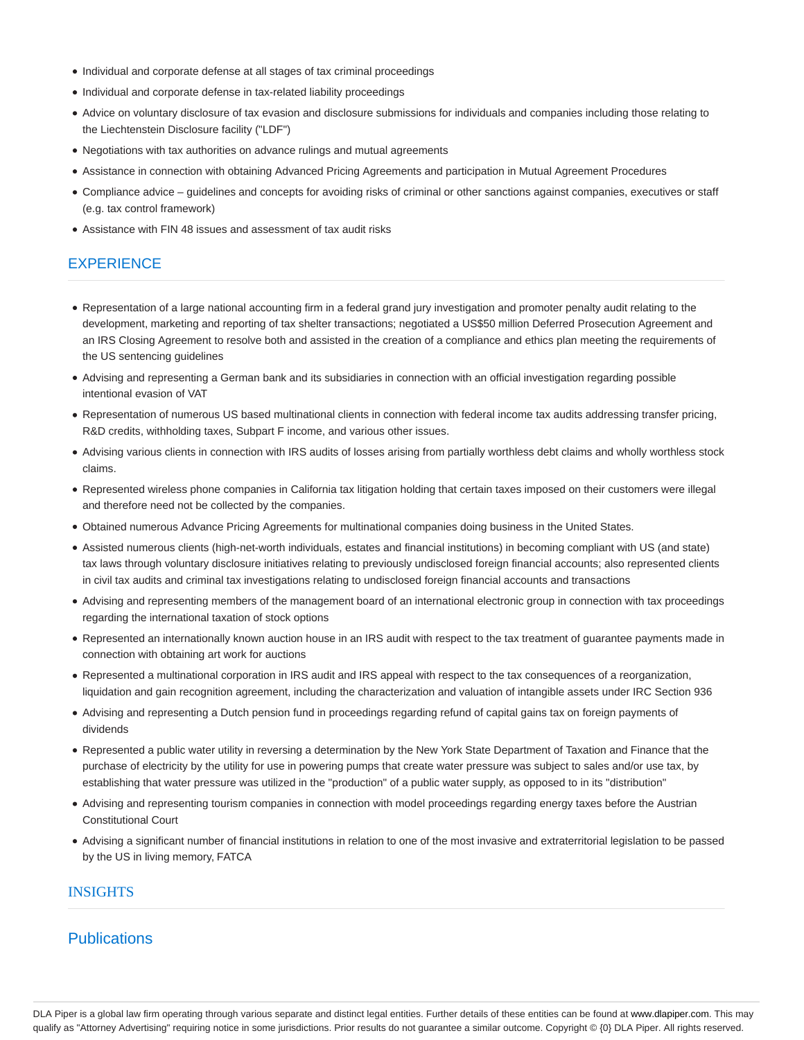- Individual and corporate defense at all stages of tax criminal proceedings
- Individual and corporate defense in tax-related liability proceedings
- Advice on voluntary disclosure of tax evasion and disclosure submissions for individuals and companies including those relating to the Liechtenstein Disclosure facility ("LDF")
- Negotiations with tax authorities on advance rulings and mutual agreements
- Assistance in connection with obtaining Advanced Pricing Agreements and participation in Mutual Agreement Procedures
- Compliance advice – guidelines and concepts for avoiding risks of criminal or other sanctions against companies, executives or staff (e.g. tax control framework)
- Assistance with FIN 48 issues and assessment of tax audit risks

## EXPERIENCE

- Representation of a large national accounting firm in a federal grand jury investigation and promoter penalty audit relating to the development, marketing and reporting of tax shelter transactions; negotiated a US$50 million Deferred Prosecution Agreement and an IRS Closing Agreement to resolve both and assisted in the creation of a compliance and ethics plan meeting the requirements of the US sentencing guidelines
- Advising and representing a German bank and its subsidiaries in connection with an official investigation regarding possible intentional evasion of VAT
- Representation of numerous US based multinational clients in connection with federal income tax audits addressing transfer pricing, R&D credits, withholding taxes, Subpart F income, and various other issues.
- Advising various clients in connection with IRS audits of losses arising from partially worthless debt claims and wholly worthless stock claims.
- Represented wireless phone companies in California tax litigation holding that certain taxes imposed on their customers were illegal and therefore need not be collected by the companies.
- Obtained numerous Advance Pricing Agreements for multinational companies doing business in the United States.
- Assisted numerous clients (high-net-worth individuals, estates and financial institutions) in becoming compliant with US (and state) tax laws through voluntary disclosure initiatives relating to previously undisclosed foreign financial accounts; also represented clients in civil tax audits and criminal tax investigations relating to undisclosed foreign financial accounts and transactions
- Advising and representing members of the management board of an international electronic group in connection with tax proceedings regarding the international taxation of stock options
- Represented an internationally known auction house in an IRS audit with respect to the tax treatment of guarantee payments made in connection with obtaining art work for auctions
- Represented a multinational corporation in IRS audit and IRS appeal with respect to the tax consequences of a reorganization, liquidation and gain recognition agreement, including the characterization and valuation of intangible assets under IRC Section 936
- Advising and representing a Dutch pension fund in proceedings regarding refund of capital gains tax on foreign payments of dividends
- Represented a public water utility in reversing a determination by the New York State Department of Taxation and Finance that the purchase of electricity by the utility for use in powering pumps that create water pressure was subject to sales and/or use tax, by establishing that water pressure was utilized in the "production" of a public water supply, as opposed to in its "distribution"
- Advising and representing tourism companies in connection with model proceedings regarding energy taxes before the Austrian Constitutional Court
- Advising a significant number of financial institutions in relation to one of the most invasive and extraterritorial legislation to be passed by the US in living memory, FATCA

## INSIGHTS

## Publications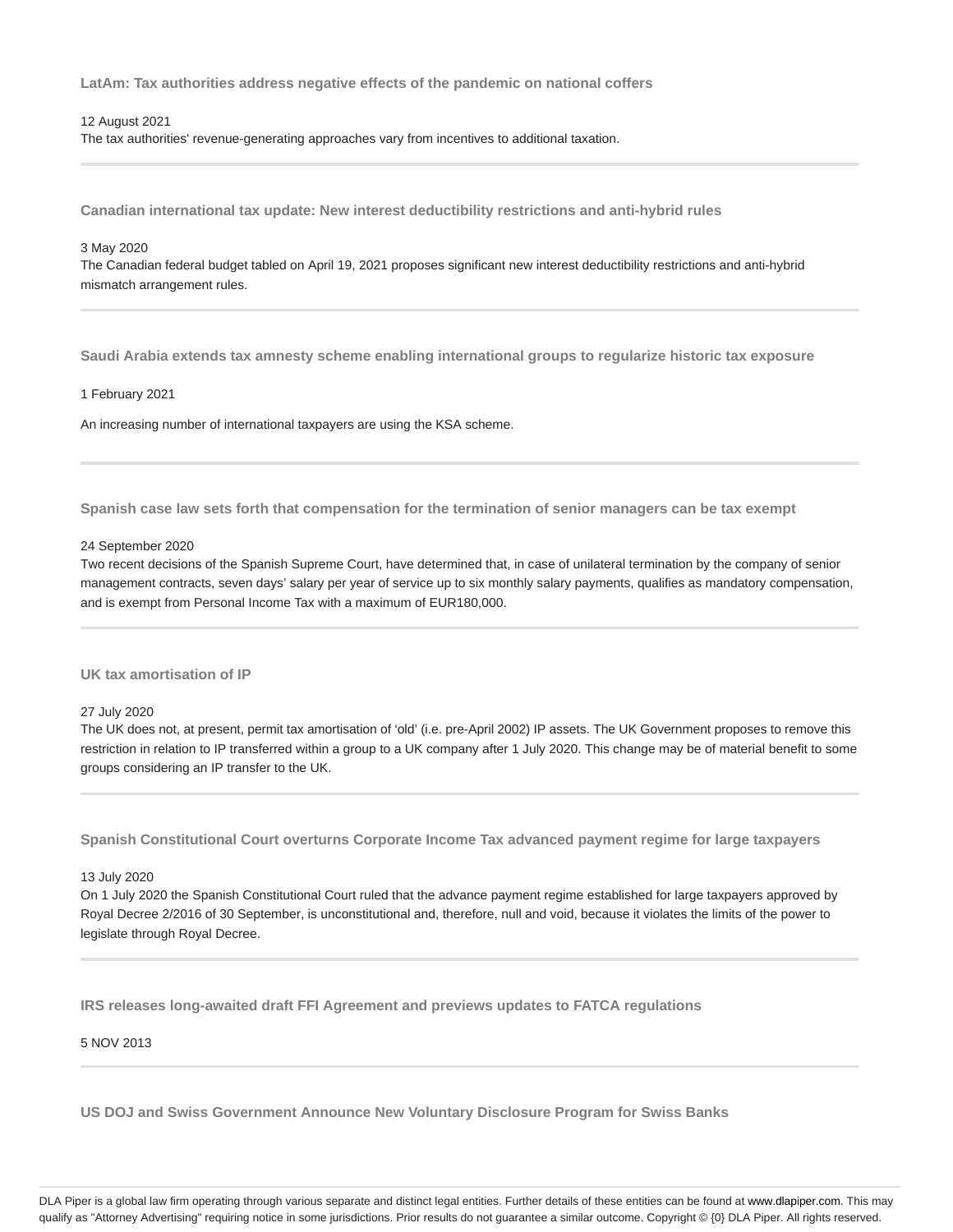### LatAm: Tax authorities address negative effects of the pandemic on national coffers

12 August 2021

The tax authorities' revenue-generating approaches vary from incentives to additional taxation.

---

### Canadian international tax update: New interest deductibility restrictions and anti-hybrid rules

3 May 2020

The Canadian federal budget tabled on April 19, 2021 proposes significant new interest deductibility restrictions and anti-hybrid mismatch arrangement rules.

---

### Saudi Arabia extends tax amnesty scheme enabling international groups to regularize historic tax exposure

1 February 2021

An increasing number of international taxpayers are using the KSA scheme.

---

### Spanish case law sets forth that compensation for the termination of senior managers can be tax exempt

24 September 2020

Two recent decisions of the Spanish Supreme Court, have determined that, in case of unilateral termination by the company of senior management contracts, seven days' salary per year of service up to six monthly salary payments, qualifies as mandatory compensation, and is exempt from Personal Income Tax with a maximum of EUR180,000.

---

### UK tax amortisation of IP

27 July 2020

The UK does not, at present, permit tax amortisation of 'old' (i.e. pre-April 2002) IP assets. The UK Government proposes to remove this restriction in relation to IP transferred within a group to a UK company after 1 July 2020. This change may be of material benefit to some groups considering an IP transfer to the UK.

---

### Spanish Constitutional Court overturns Corporate Income Tax advanced payment regime for large taxpayers

13 July 2020

On 1 July 2020 the Spanish Constitutional Court ruled that the advance payment regime established for large taxpayers approved by Royal Decree 2/2016 of 30 September, is unconstitutional and, therefore, null and void, because it violates the limits of the power to legislate through Royal Decree.

---

### IRS releases long-awaited draft FFI Agreement and previews updates to FATCA regulations

5 NOV 2013

---

### US DOJ and Swiss Government Announce New Voluntary Disclosure Program for Swiss Banks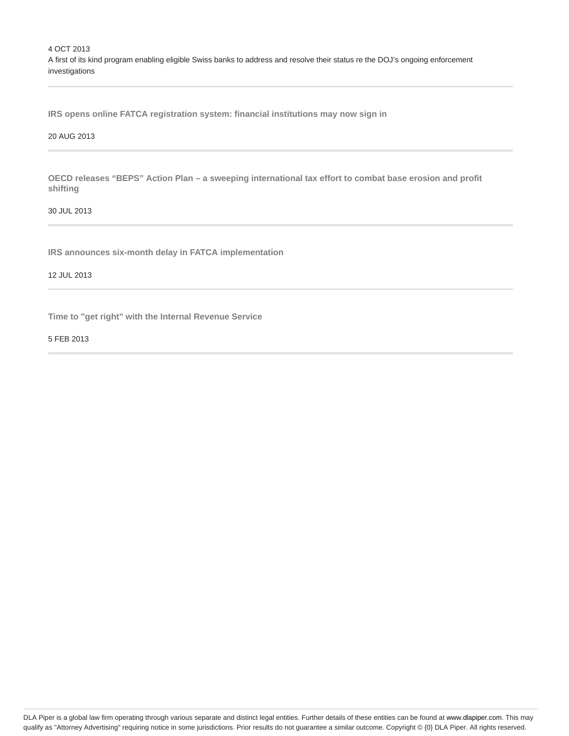4 OCT 2013

A first of its kind program enabling eligible Swiss banks to address and resolve their status re the DOJ's ongoing enforcement investigations

---

**IRS opens online FATCA registration system: financial institutions may now sign in**

20 AUG 2013

---

**OECD releases "BEPS" Action Plan – a sweeping international tax effort to combat base erosion and profit shifting**

30 JUL 2013

---

**IRS announces six-month delay in FATCA implementation**

12 JUL 2013

---

**Time to "get right" with the Internal Revenue Service**

5 FEB 2013

---

DLA Piper is a global law firm operating through various separate and distinct legal entities. Further details of these entities can be found at www.dlapiper.com. This may qualify as "Attorney Advertising" requiring notice in some jurisdictions. Prior results do not guarantee a similar outcome. Copyright © {0} DLA Piper. All rights reserved.